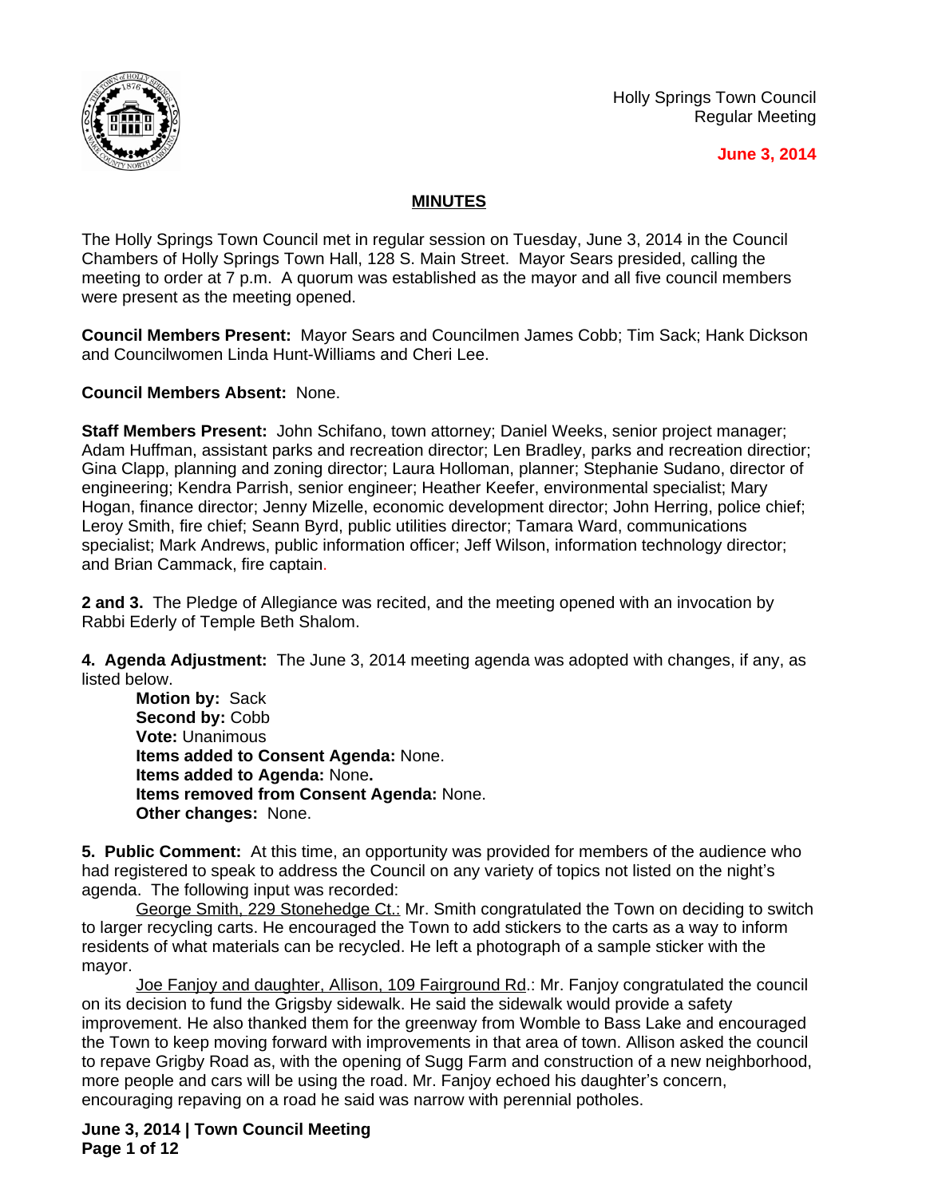Holly Springs Town Council
Regular Meeting

**June 3, 2014**

## MINUTES

The Holly Springs Town Council met in regular session on Tuesday, June 3, 2014 in the Council Chambers of Holly Springs Town Hall, 128 S. Main Street. Mayor Sears presided, calling the meeting to order at 7 p.m. A quorum was established as the mayor and all five council members were present as the meeting opened.

**Council Members Present:** Mayor Sears and Councilmen James Cobb; Tim Sack; Hank Dickson and Councilwomen Linda Hunt-Williams and Cheri Lee.

**Council Members Absent:** None.

**Staff Members Present:** John Schifano, town attorney; Daniel Weeks, senior project manager; Adam Huffman, assistant parks and recreation director; Len Bradley, parks and recreation director; Gina Clapp, planning and zoning director; Laura Holloman, planner; Stephanie Sudano, director of engineering; Kendra Parrish, senior engineer; Heather Keefer, environmental specialist; Mary Hogan, finance director; Jenny Mizelle, economic development director; John Herring, police chief; Leroy Smith, fire chief; Seann Byrd, public utilities director; Tamara Ward, communications specialist; Mark Andrews, public information officer; Jeff Wilson, information technology director; and Brian Cammack, fire captain.

**2 and 3.** The Pledge of Allegiance was recited, and the meeting opened with an invocation by Rabbi Ederly of Temple Beth Shalom.

**4. Agenda Adjustment:** The June 3, 2014 meeting agenda was adopted with changes, if any, as listed below.

> **Motion by:** Sack
> **Second by:** Cobb
> **Vote:** Unanimous
> **Items added to Consent Agenda:** None.
> **Items added to Agenda:** None**.**
> **Items removed from Consent Agenda:** None.
> **Other changes:** None.

**5. Public Comment:** At this time, an opportunity was provided for members of the audience who had registered to speak to address the Council on any variety of topics not listed on the night's agenda. The following input was recorded:

George Smith, 229 Stonehedge Ct.: Mr. Smith congratulated the Town on deciding to switch to larger recycling carts. He encouraged the Town to add stickers to the carts as a way to inform residents of what materials can be recycled. He left a photograph of a sample sticker with the mayor.

Joe Fanjoy and daughter, Allison, 109 Fairground Rd.: Mr. Fanjoy congratulated the council on its decision to fund the Grigsby sidewalk. He said the sidewalk would provide a safety improvement. He also thanked them for the greenway from Womble to Bass Lake and encouraged the Town to keep moving forward with improvements in that area of town. Allison asked the council to repave Grigby Road as, with the opening of Sugg Farm and construction of a new neighborhood, more people and cars will be using the road. Mr. Fanjoy echoed his daughter's concern, encouraging repaving on a road he said was narrow with perennial potholes.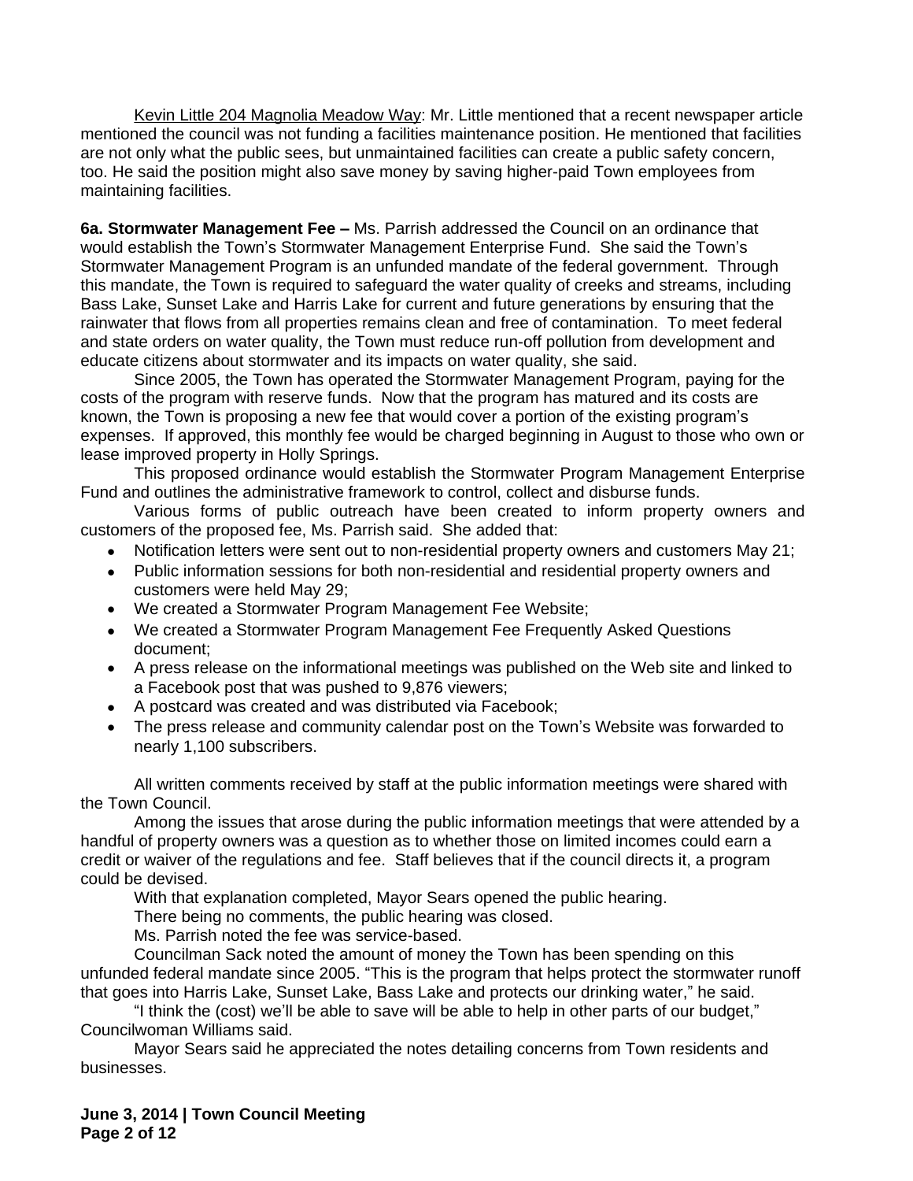Kevin Little 204 Magnolia Meadow Way: Mr. Little mentioned that a recent newspaper article mentioned the council was not funding a facilities maintenance position. He mentioned that facilities are not only what the public sees, but unmaintained facilities can create a public safety concern, too. He said the position might also save money by saving higher-paid Town employees from maintaining facilities.

**6a. Stormwater Management Fee –** Ms. Parrish addressed the Council on an ordinance that would establish the Town's Stormwater Management Enterprise Fund. She said the Town's Stormwater Management Program is an unfunded mandate of the federal government. Through this mandate, the Town is required to safeguard the water quality of creeks and streams, including Bass Lake, Sunset Lake and Harris Lake for current and future generations by ensuring that the rainwater that flows from all properties remains clean and free of contamination. To meet federal and state orders on water quality, the Town must reduce run-off pollution from development and educate citizens about stormwater and its impacts on water quality, she said.

Since 2005, the Town has operated the Stormwater Management Program, paying for the costs of the program with reserve funds. Now that the program has matured and its costs are known, the Town is proposing a new fee that would cover a portion of the existing program's expenses. If approved, this monthly fee would be charged beginning in August to those who own or lease improved property in Holly Springs.

This proposed ordinance would establish the Stormwater Program Management Enterprise Fund and outlines the administrative framework to control, collect and disburse funds.

Various forms of public outreach have been created to inform property owners and customers of the proposed fee, Ms. Parrish said. She added that:

- Notification letters were sent out to non-residential property owners and customers May 21;
- Public information sessions for both non-residential and residential property owners and customers were held May 29;
- We created a Stormwater Program Management Fee Website;
- We created a Stormwater Program Management Fee Frequently Asked Questions document;
- A press release on the informational meetings was published on the Web site and linked to a Facebook post that was pushed to 9,876 viewers;
- A postcard was created and was distributed via Facebook;
- The press release and community calendar post on the Town's Website was forwarded to nearly 1,100 subscribers.

All written comments received by staff at the public information meetings were shared with the Town Council.

Among the issues that arose during the public information meetings that were attended by a handful of property owners was a question as to whether those on limited incomes could earn a credit or waiver of the regulations and fee. Staff believes that if the council directs it, a program could be devised.

With that explanation completed, Mayor Sears opened the public hearing.

There being no comments, the public hearing was closed.

Ms. Parrish noted the fee was service-based.

Councilman Sack noted the amount of money the Town has been spending on this unfunded federal mandate since 2005. "This is the program that helps protect the stormwater runoff that goes into Harris Lake, Sunset Lake, Bass Lake and protects our drinking water," he said.

"I think the (cost) we'll be able to save will be able to help in other parts of our budget," Councilwoman Williams said.

Mayor Sears said he appreciated the notes detailing concerns from Town residents and businesses.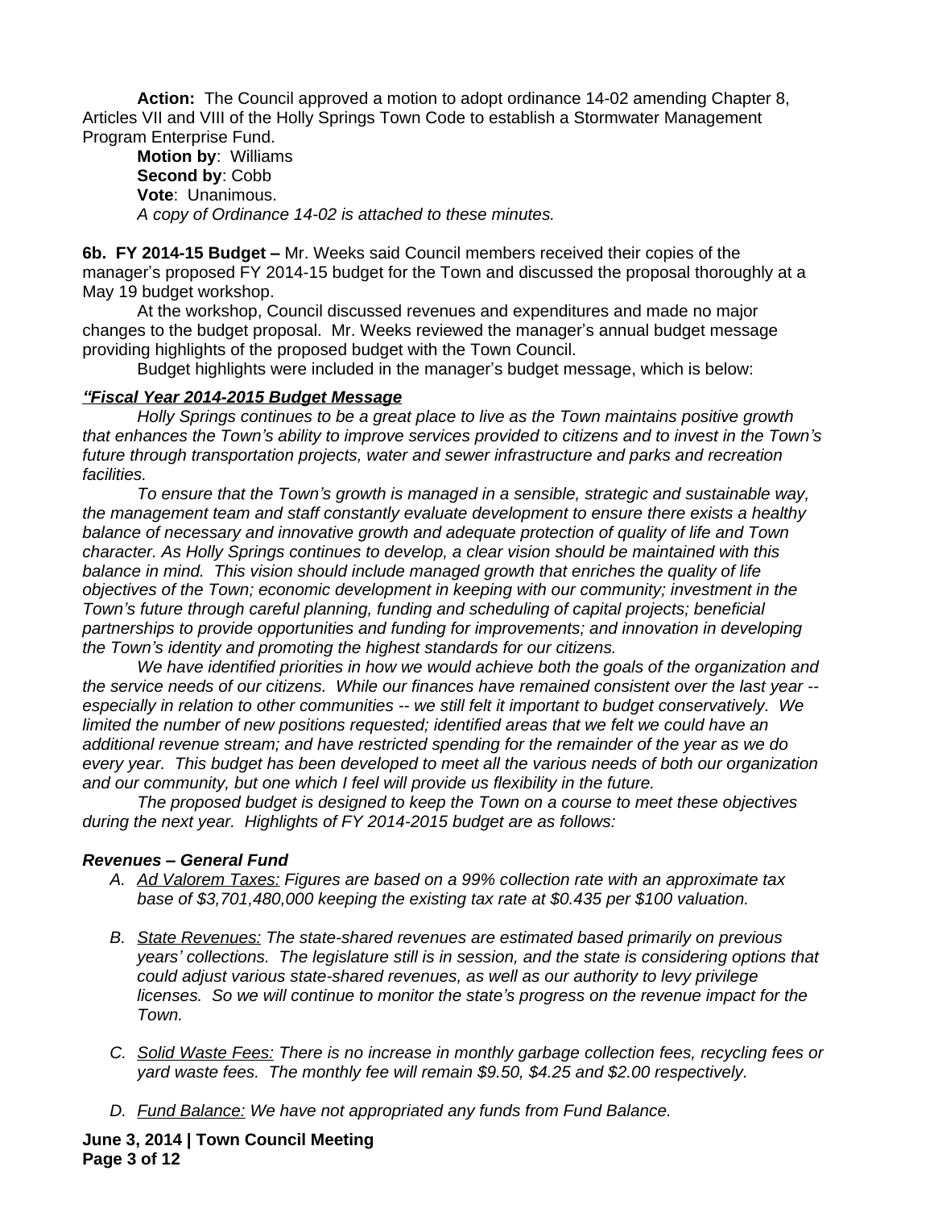**Action:** The Council approved a motion to adopt ordinance 14-02 amending Chapter 8, Articles VII and VIII of the Holly Springs Town Code to establish a Stormwater Management Program Enterprise Fund.

**Motion by**: Williams
**Second by**: Cobb
**Vote**: Unanimous.
*A copy of Ordinance 14-02 is attached to these minutes.*

**6b. FY 2014-15 Budget –** Mr. Weeks said Council members received their copies of the manager's proposed FY 2014-15 budget for the Town and discussed the proposal thoroughly at a May 19 budget workshop.

At the workshop, Council discussed revenues and expenditures and made no major changes to the budget proposal. Mr. Weeks reviewed the manager's annual budget message providing highlights of the proposed budget with the Town Council.

Budget highlights were included in the manager's budget message, which is below:

***"Fiscal Year 2014-2015 Budget Message***

*Holly Springs continues to be a great place to live as the Town maintains positive growth that enhances the Town's ability to improve services provided to citizens and to invest in the Town's future through transportation projects, water and sewer infrastructure and parks and recreation facilities.*

*To ensure that the Town's growth is managed in a sensible, strategic and sustainable way, the management team and staff constantly evaluate development to ensure there exists a healthy balance of necessary and innovative growth and adequate protection of quality of life and Town character. As Holly Springs continues to develop, a clear vision should be maintained with this balance in mind. This vision should include managed growth that enriches the quality of life objectives of the Town; economic development in keeping with our community; investment in the Town's future through careful planning, funding and scheduling of capital projects; beneficial partnerships to provide opportunities and funding for improvements; and innovation in developing the Town's identity and promoting the highest standards for our citizens.*

*We have identified priorities in how we would achieve both the goals of the organization and the service needs of our citizens. While our finances have remained consistent over the last year -- especially in relation to other communities -- we still felt it important to budget conservatively. We limited the number of new positions requested; identified areas that we felt we could have an additional revenue stream; and have restricted spending for the remainder of the year as we do every year. This budget has been developed to meet all the various needs of both our organization and our community, but one which I feel will provide us flexibility in the future.*

*The proposed budget is designed to keep the Town on a course to meet these objectives during the next year. Highlights of FY 2014-2015 budget are as follows:*

***Revenues – General Fund***

A. *Ad Valorem Taxes: Figures are based on a 99% collection rate with an approximate tax base of $3,701,480,000 keeping the existing tax rate at $0.435 per $100 valuation.*

B. *State Revenues: The state-shared revenues are estimated based primarily on previous years' collections. The legislature still is in session, and the state is considering options that could adjust various state-shared revenues, as well as our authority to levy privilege licenses. So we will continue to monitor the state's progress on the revenue impact for the Town.*

C. *Solid Waste Fees: There is no increase in monthly garbage collection fees, recycling fees or yard waste fees. The monthly fee will remain $9.50, $4.25 and $2.00 respectively.*

D. *Fund Balance: We have not appropriated any funds from Fund Balance.*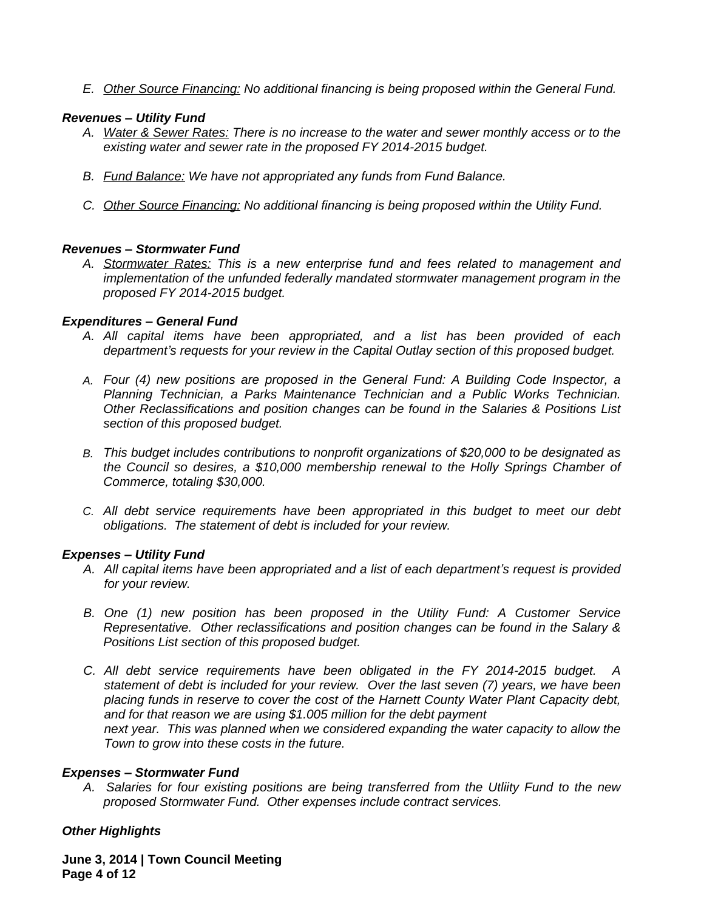E. *Other Source Financing:* *No additional financing is being proposed within the General Fund.*

***Revenues – Utility Fund***

A. *Water & Sewer Rates:* *There is no increase to the water and sewer monthly access or to the existing water and sewer rate in the proposed FY 2014-2015 budget.*

B. *Fund Balance:* *We have not appropriated any funds from Fund Balance.*

C. *Other Source Financing:* *No additional financing is being proposed within the Utility Fund.*

***Revenues – Stormwater Fund***

A. *Stormwater Rates:* *This is a new enterprise fund and fees related to management and implementation of the unfunded federally mandated stormwater management program in the proposed FY 2014-2015 budget.*

***Expenditures – General Fund***

A. *All capital items have been appropriated, and a list has been provided of each department's requests for your review in the Capital Outlay section of this proposed budget.*

A. *Four (4) new positions are proposed in the General Fund: A Building Code Inspector, a Planning Technician, a Parks Maintenance Technician and a Public Works Technician. Other Reclassifications and position changes can be found in the Salaries & Positions List section of this proposed budget.*

B. *This budget includes contributions to nonprofit organizations of $20,000 to be designated as the Council so desires, a $10,000 membership renewal to the Holly Springs Chamber of Commerce, totaling $30,000.*

C. *All debt service requirements have been appropriated in this budget to meet our debt obligations. The statement of debt is included for your review.*

***Expenses – Utility Fund***

A. *All capital items have been appropriated and a list of each department's request is provided for your review.*

B. *One (1) new position has been proposed in the Utility Fund: A Customer Service Representative. Other reclassifications and position changes can be found in the Salary & Positions List section of this proposed budget.*

C. *All debt service requirements have been obligated in the FY 2014-2015 budget. A statement of debt is included for your review. Over the last seven (7) years, we have been placing funds in reserve to cover the cost of the Harnett County Water Plant Capacity debt, and for that reason we are using $1.005 million for the debt payment next year. This was planned when we considered expanding the water capacity to allow the Town to grow into these costs in the future.*

***Expenses – Stormwater Fund***

A. *Salaries for four existing positions are being transferred from the Utliity Fund to the new proposed Stormwater Fund. Other expenses include contract services.*

***Other Highlights***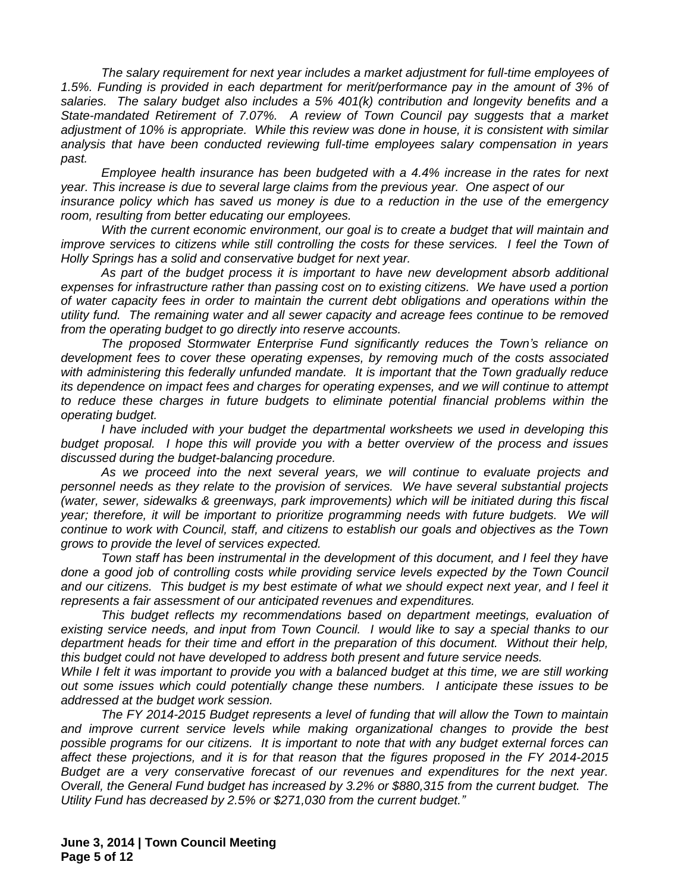*The salary requirement for next year includes a market adjustment for full-time employees of 1.5%. Funding is provided in each department for merit/performance pay in the amount of 3% of salaries. The salary budget also includes a 5% 401(k) contribution and longevity benefits and a State-mandated Retirement of 7.07%. A review of Town Council pay suggests that a market adjustment of 10% is appropriate. While this review was done in house, it is consistent with similar analysis that have been conducted reviewing full-time employees salary compensation in years past.*

*Employee health insurance has been budgeted with a 4.4% increase in the rates for next year. This increase is due to several large claims from the previous year. One aspect of our insurance policy which has saved us money is due to a reduction in the use of the emergency room, resulting from better educating our employees.*

*With the current economic environment, our goal is to create a budget that will maintain and improve services to citizens while still controlling the costs for these services. I feel the Town of Holly Springs has a solid and conservative budget for next year.*

*As part of the budget process it is important to have new development absorb additional expenses for infrastructure rather than passing cost on to existing citizens. We have used a portion of water capacity fees in order to maintain the current debt obligations and operations within the utility fund. The remaining water and all sewer capacity and acreage fees continue to be removed from the operating budget to go directly into reserve accounts.*

*The proposed Stormwater Enterprise Fund significantly reduces the Town's reliance on development fees to cover these operating expenses, by removing much of the costs associated with administering this federally unfunded mandate. It is important that the Town gradually reduce its dependence on impact fees and charges for operating expenses, and we will continue to attempt to reduce these charges in future budgets to eliminate potential financial problems within the operating budget.*

*I have included with your budget the departmental worksheets we used in developing this budget proposal. I hope this will provide you with a better overview of the process and issues discussed during the budget-balancing procedure.*

*As we proceed into the next several years, we will continue to evaluate projects and personnel needs as they relate to the provision of services. We have several substantial projects (water, sewer, sidewalks & greenways, park improvements) which will be initiated during this fiscal year; therefore, it will be important to prioritize programming needs with future budgets. We will continue to work with Council, staff, and citizens to establish our goals and objectives as the Town grows to provide the level of services expected.*

*Town staff has been instrumental in the development of this document, and I feel they have done a good job of controlling costs while providing service levels expected by the Town Council and our citizens. This budget is my best estimate of what we should expect next year, and I feel it represents a fair assessment of our anticipated revenues and expenditures.*

*This budget reflects my recommendations based on department meetings, evaluation of existing service needs, and input from Town Council. I would like to say a special thanks to our department heads for their time and effort in the preparation of this document. Without their help, this budget could not have developed to address both present and future service needs.*

*While I felt it was important to provide you with a balanced budget at this time, we are still working out some issues which could potentially change these numbers. I anticipate these issues to be addressed at the budget work session.*

*The FY 2014-2015 Budget represents a level of funding that will allow the Town to maintain and improve current service levels while making organizational changes to provide the best possible programs for our citizens. It is important to note that with any budget external forces can affect these projections, and it is for that reason that the figures proposed in the FY 2014-2015 Budget are a very conservative forecast of our revenues and expenditures for the next year. Overall, the General Fund budget has increased by 3.2% or $880,315 from the current budget. The Utility Fund has decreased by 2.5% or $271,030 from the current budget."*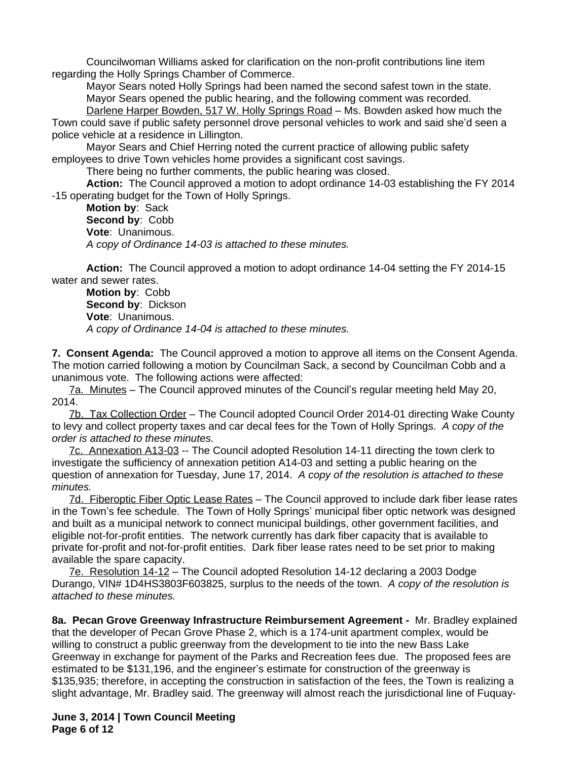Councilwoman Williams asked for clarification on the non-profit contributions line item regarding the Holly Springs Chamber of Commerce.

Mayor Sears noted Holly Springs had been named the second safest town in the state.

Mayor Sears opened the public hearing, and the following comment was recorded.

Darlene Harper Bowden, 517 W. Holly Springs Road – Ms. Bowden asked how much the Town could save if public safety personnel drove personal vehicles to work and said she'd seen a police vehicle at a residence in Lillington.

Mayor Sears and Chief Herring noted the current practice of allowing public safety employees to drive Town vehicles home provides a significant cost savings.

There being no further comments, the public hearing was closed.

**Action:** The Council approved a motion to adopt ordinance 14-03 establishing the FY 2014 -15 operating budget for the Town of Holly Springs.

**Motion by**: Sack
**Second by**: Cobb
**Vote**: Unanimous.
*A copy of Ordinance 14-03 is attached to these minutes.*

**Action:** The Council approved a motion to adopt ordinance 14-04 setting the FY 2014-15 water and sewer rates.

**Motion by**: Cobb
**Second by**: Dickson
**Vote**: Unanimous.
*A copy of Ordinance 14-04 is attached to these minutes.*

**7. Consent Agenda:** The Council approved a motion to approve all items on the Consent Agenda. The motion carried following a motion by Councilman Sack, a second by Councilman Cobb and a unanimous vote. The following actions were affected:

7a. Minutes – The Council approved minutes of the Council's regular meeting held May 20, 2014.

7b. Tax Collection Order – The Council adopted Council Order 2014-01 directing Wake County to levy and collect property taxes and car decal fees for the Town of Holly Springs. *A copy of the order is attached to these minutes.*

7c. Annexation A13-03 -- The Council adopted Resolution 14-11 directing the town clerk to investigate the sufficiency of annexation petition A14-03 and setting a public hearing on the question of annexation for Tuesday, June 17, 2014. *A copy of the resolution is attached to these minutes.*

7d. Fiberoptic Fiber Optic Lease Rates – The Council approved to include dark fiber lease rates in the Town's fee schedule. The Town of Holly Springs' municipal fiber optic network was designed and built as a municipal network to connect municipal buildings, other government facilities, and eligible not-for-profit entities. The network currently has dark fiber capacity that is available to private for-profit and not-for-profit entities. Dark fiber lease rates need to be set prior to making available the spare capacity.

7e. Resolution 14-12 – The Council adopted Resolution 14-12 declaring a 2003 Dodge Durango, VIN# 1D4HS3803F603825, surplus to the needs of the town. *A copy of the resolution is attached to these minutes.*

**8a. Pecan Grove Greenway Infrastructure Reimbursement Agreement -** Mr. Bradley explained that the developer of Pecan Grove Phase 2, which is a 174-unit apartment complex, would be willing to construct a public greenway from the development to tie into the new Bass Lake Greenway in exchange for payment of the Parks and Recreation fees due. The proposed fees are estimated to be $131,196, and the engineer's estimate for construction of the greenway is $135,935; therefore, in accepting the construction in satisfaction of the fees, the Town is realizing a slight advantage, Mr. Bradley said. The greenway will almost reach the jurisdictional line of Fuquay-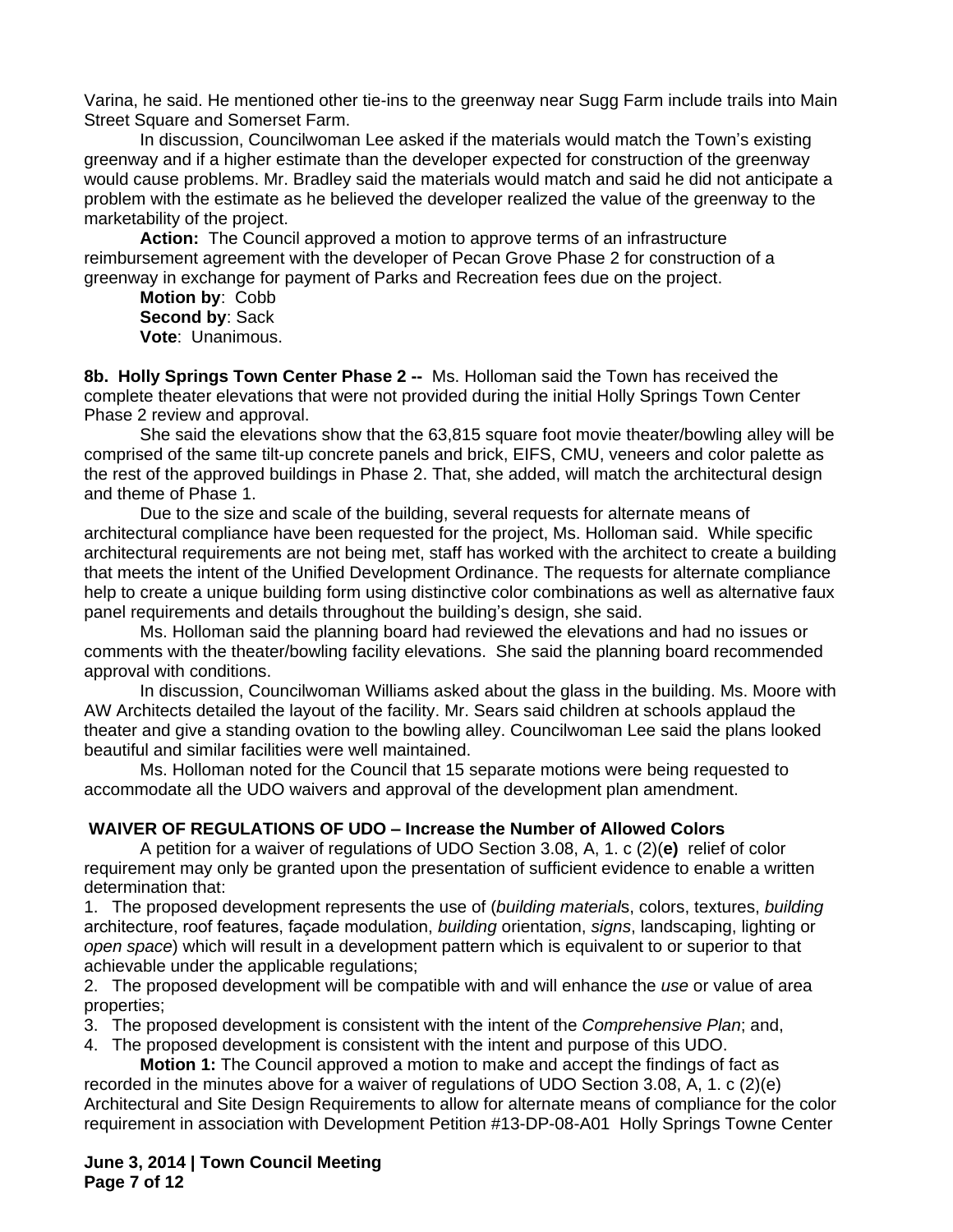Varina, he said. He mentioned other tie-ins to the greenway near Sugg Farm include trails into Main Street Square and Somerset Farm.

In discussion, Councilwoman Lee asked if the materials would match the Town's existing greenway and if a higher estimate than the developer expected for construction of the greenway would cause problems. Mr. Bradley said the materials would match and said he did not anticipate a problem with the estimate as he believed the developer realized the value of the greenway to the marketability of the project.

**Action:** The Council approved a motion to approve terms of an infrastructure reimbursement agreement with the developer of Pecan Grove Phase 2 for construction of a greenway in exchange for payment of Parks and Recreation fees due on the project.

**Motion by**: Cobb
**Second by**: Sack
**Vote**: Unanimous.

**8b. Holly Springs Town Center Phase 2 --** Ms. Holloman said the Town has received the complete theater elevations that were not provided during the initial Holly Springs Town Center Phase 2 review and approval.

She said the elevations show that the 63,815 square foot movie theater/bowling alley will be comprised of the same tilt-up concrete panels and brick, EIFS, CMU, veneers and color palette as the rest of the approved buildings in Phase 2. That, she added, will match the architectural design and theme of Phase 1.

Due to the size and scale of the building, several requests for alternate means of architectural compliance have been requested for the project, Ms. Holloman said. While specific architectural requirements are not being met, staff has worked with the architect to create a building that meets the intent of the Unified Development Ordinance. The requests for alternate compliance help to create a unique building form using distinctive color combinations as well as alternative faux panel requirements and details throughout the building's design, she said.

Ms. Holloman said the planning board had reviewed the elevations and had no issues or comments with the theater/bowling facility elevations. She said the planning board recommended approval with conditions.

In discussion, Councilwoman Williams asked about the glass in the building. Ms. Moore with AW Architects detailed the layout of the facility. Mr. Sears said children at schools applaud the theater and give a standing ovation to the bowling alley. Councilwoman Lee said the plans looked beautiful and similar facilities were well maintained.

Ms. Holloman noted for the Council that 15 separate motions were being requested to accommodate all the UDO waivers and approval of the development plan amendment.

**WAIVER OF REGULATIONS OF UDO – Increase the Number of Allowed Colors**

A petition for a waiver of regulations of UDO Section 3.08, A, 1. c (2)(**e)** relief of color requirement may only be granted upon the presentation of sufficient evidence to enable a written determination that:

1. The proposed development represents the use of (*building material*s, colors, textures, *building* architecture, roof features, façade modulation, *building* orientation, *signs*, landscaping, lighting or *open space*) which will result in a development pattern which is equivalent to or superior to that achievable under the applicable regulations;
2. The proposed development will be compatible with and will enhance the *use* or value of area properties;
3. The proposed development is consistent with the intent of the *Comprehensive Plan*; and,
4. The proposed development is consistent with the intent and purpose of this UDO.

**Motion 1:** The Council approved a motion to make and accept the findings of fact as recorded in the minutes above for a waiver of regulations of UDO Section 3.08, A, 1. c (2)(e) Architectural and Site Design Requirements to allow for alternate means of compliance for the color requirement in association with Development Petition #13-DP-08-A01 Holly Springs Towne Center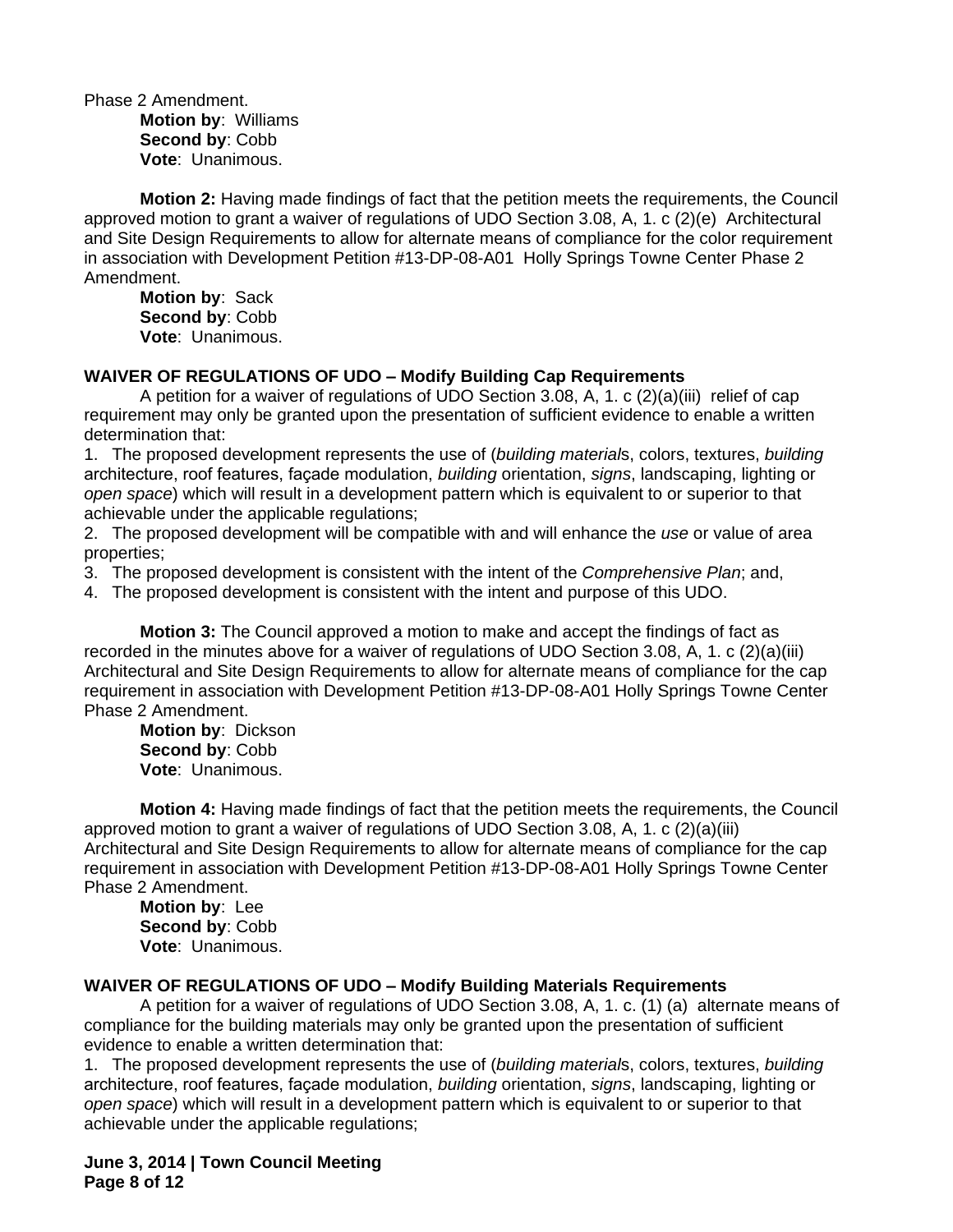Phase 2 Amendment.

**Motion by**: Williams
**Second by**: Cobb
**Vote**: Unanimous.

**Motion 2:** Having made findings of fact that the petition meets the requirements, the Council approved motion to grant a waiver of regulations of UDO Section 3.08, A, 1. c (2)(e) Architectural and Site Design Requirements to allow for alternate means of compliance for the color requirement in association with Development Petition #13-DP-08-A01 Holly Springs Towne Center Phase 2 Amendment.

**Motion by**: Sack
**Second by**: Cobb
**Vote**: Unanimous.

**WAIVER OF REGULATIONS OF UDO – Modify Building Cap Requirements**

A petition for a waiver of regulations of UDO Section 3.08, A, 1. c (2)(a)(iii) relief of cap requirement may only be granted upon the presentation of sufficient evidence to enable a written determination that:

1. The proposed development represents the use of (*building material*s, colors, textures, *building* architecture, roof features, façade modulation, *building* orientation, *signs*, landscaping, lighting or *open space*) which will result in a development pattern which is equivalent to or superior to that achievable under the applicable regulations;
2. The proposed development will be compatible with and will enhance the *use* or value of area properties;
3. The proposed development is consistent with the intent of the *Comprehensive Plan*; and,
4. The proposed development is consistent with the intent and purpose of this UDO.

**Motion 3:** The Council approved a motion to make and accept the findings of fact as recorded in the minutes above for a waiver of regulations of UDO Section 3.08, A, 1. c (2)(a)(iii) Architectural and Site Design Requirements to allow for alternate means of compliance for the cap requirement in association with Development Petition #13-DP-08-A01 Holly Springs Towne Center Phase 2 Amendment.

**Motion by**: Dickson
**Second by**: Cobb
**Vote**: Unanimous.

**Motion 4:** Having made findings of fact that the petition meets the requirements, the Council approved motion to grant a waiver of regulations of UDO Section 3.08, A, 1. c (2)(a)(iii) Architectural and Site Design Requirements to allow for alternate means of compliance for the cap requirement in association with Development Petition #13-DP-08-A01 Holly Springs Towne Center Phase 2 Amendment.

**Motion by**: Lee
**Second by**: Cobb
**Vote**: Unanimous.

**WAIVER OF REGULATIONS OF UDO – Modify Building Materials Requirements**

A petition for a waiver of regulations of UDO Section 3.08, A, 1. c. (1) (a) alternate means of compliance for the building materials may only be granted upon the presentation of sufficient evidence to enable a written determination that:

1. The proposed development represents the use of (*building material*s, colors, textures, *building* architecture, roof features, façade modulation, *building* orientation, *signs*, landscaping, lighting or *open space*) which will result in a development pattern which is equivalent to or superior to that achievable under the applicable regulations;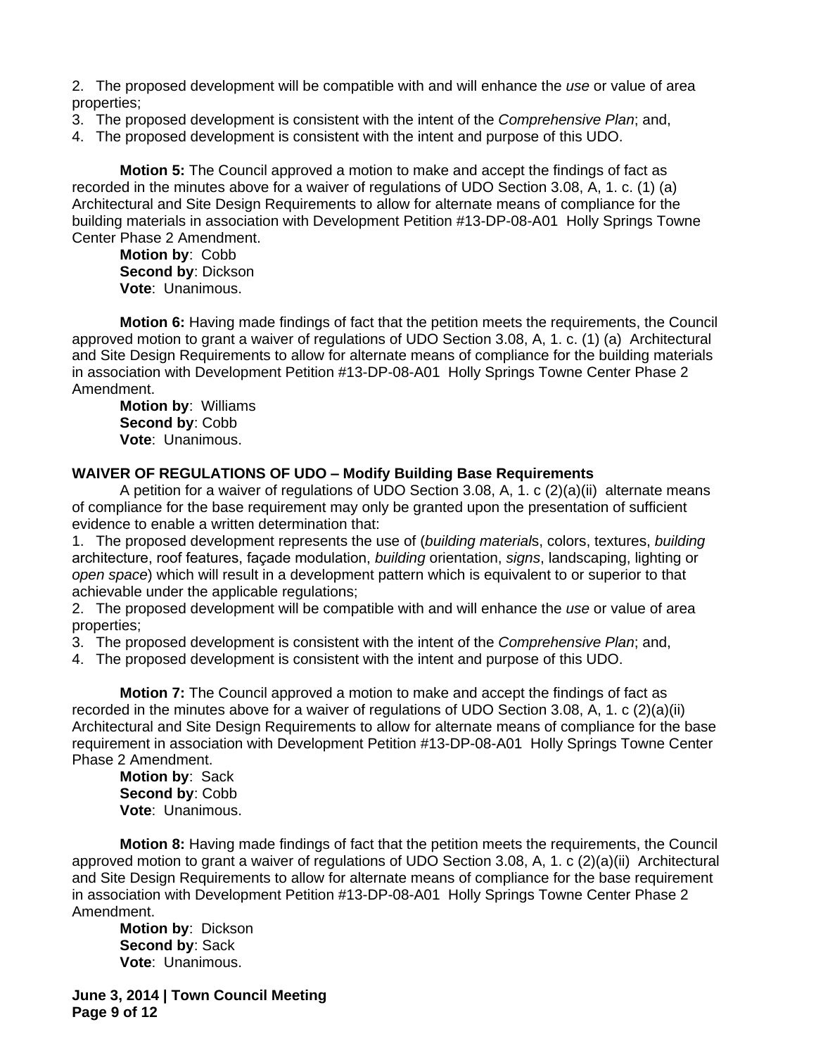2. The proposed development will be compatible with and will enhance the *use* or value of area properties;
3. The proposed development is consistent with the intent of the *Comprehensive Plan*; and,
4. The proposed development is consistent with the intent and purpose of this UDO.

**Motion 5:** The Council approved a motion to make and accept the findings of fact as recorded in the minutes above for a waiver of regulations of UDO Section 3.08, A, 1. c. (1) (a) Architectural and Site Design Requirements to allow for alternate means of compliance for the building materials in association with Development Petition #13-DP-08-A01 Holly Springs Towne Center Phase 2 Amendment.
**Motion by**: Cobb
**Second by**: Dickson
**Vote**: Unanimous.

**Motion 6:** Having made findings of fact that the petition meets the requirements, the Council approved motion to grant a waiver of regulations of UDO Section 3.08, A, 1. c. (1) (a) Architectural and Site Design Requirements to allow for alternate means of compliance for the building materials in association with Development Petition #13-DP-08-A01 Holly Springs Towne Center Phase 2 Amendment.
**Motion by**: Williams
**Second by**: Cobb
**Vote**: Unanimous.

**WAIVER OF REGULATIONS OF UDO – Modify Building Base Requirements**

A petition for a waiver of regulations of UDO Section 3.08, A, 1. c (2)(a)(ii) alternate means of compliance for the base requirement may only be granted upon the presentation of sufficient evidence to enable a written determination that:

1. The proposed development represents the use of (*building material*s, colors, textures, *building* architecture, roof features, façade modulation, *building* orientation, *signs*, landscaping, lighting or *open space*) which will result in a development pattern which is equivalent to or superior to that achievable under the applicable regulations;
2. The proposed development will be compatible with and will enhance the *use* or value of area properties;
3. The proposed development is consistent with the intent of the *Comprehensive Plan*; and,
4. The proposed development is consistent with the intent and purpose of this UDO.

**Motion 7:** The Council approved a motion to make and accept the findings of fact as recorded in the minutes above for a waiver of regulations of UDO Section 3.08, A, 1. c (2)(a)(ii) Architectural and Site Design Requirements to allow for alternate means of compliance for the base requirement in association with Development Petition #13-DP-08-A01 Holly Springs Towne Center Phase 2 Amendment.
**Motion by**: Sack
**Second by**: Cobb
**Vote**: Unanimous.

**Motion 8:** Having made findings of fact that the petition meets the requirements, the Council approved motion to grant a waiver of regulations of UDO Section 3.08, A, 1. c (2)(a)(ii) Architectural and Site Design Requirements to allow for alternate means of compliance for the base requirement in association with Development Petition #13-DP-08-A01 Holly Springs Towne Center Phase 2 Amendment.
**Motion by**: Dickson
**Second by**: Sack
**Vote**: Unanimous.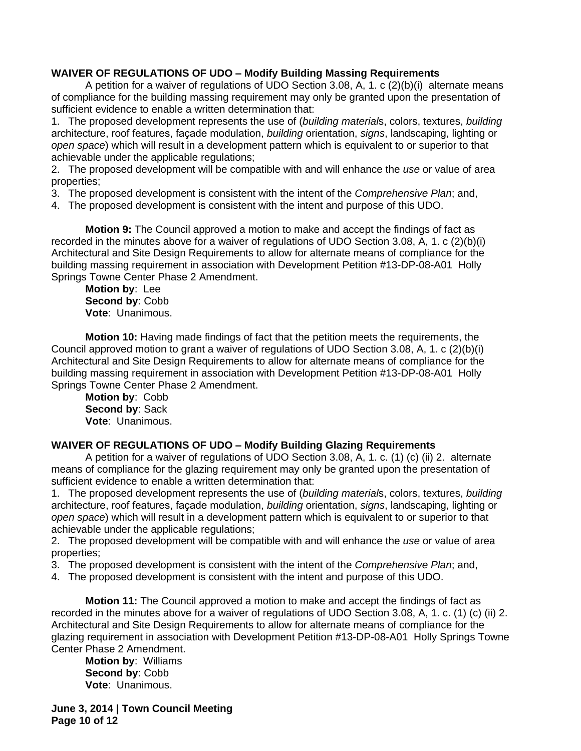**WAIVER OF REGULATIONS OF UDO – Modify Building Massing Requirements**

A petition for a waiver of regulations of UDO Section 3.08, A, 1. c (2)(b)(i) alternate means of compliance for the building massing requirement may only be granted upon the presentation of sufficient evidence to enable a written determination that:

1. The proposed development represents the use of (*building material*s, colors, textures, *building* architecture, roof features, façade modulation, *building* orientation, *signs*, landscaping, lighting or *open space*) which will result in a development pattern which is equivalent to or superior to that achievable under the applicable regulations;
2. The proposed development will be compatible with and will enhance the *use* or value of area properties;
3. The proposed development is consistent with the intent of the *Comprehensive Plan*; and,
4. The proposed development is consistent with the intent and purpose of this UDO.

**Motion 9:** The Council approved a motion to make and accept the findings of fact as recorded in the minutes above for a waiver of regulations of UDO Section 3.08, A, 1. c (2)(b)(i) Architectural and Site Design Requirements to allow for alternate means of compliance for the building massing requirement in association with Development Petition #13-DP-08-A01 Holly Springs Towne Center Phase 2 Amendment.

**Motion by**: Lee
**Second by**: Cobb
**Vote**: Unanimous.

**Motion 10:** Having made findings of fact that the petition meets the requirements, the Council approved motion to grant a waiver of regulations of UDO Section 3.08, A, 1. c (2)(b)(i) Architectural and Site Design Requirements to allow for alternate means of compliance for the building massing requirement in association with Development Petition #13-DP-08-A01 Holly Springs Towne Center Phase 2 Amendment.

**Motion by**: Cobb
**Second by**: Sack
**Vote**: Unanimous.

**WAIVER OF REGULATIONS OF UDO – Modify Building Glazing Requirements**

A petition for a waiver of regulations of UDO Section 3.08, A, 1. c. (1) (c) (ii) 2. alternate means of compliance for the glazing requirement may only be granted upon the presentation of sufficient evidence to enable a written determination that:

1. The proposed development represents the use of (*building material*s, colors, textures, *building* architecture, roof features, façade modulation, *building* orientation, *signs*, landscaping, lighting or *open space*) which will result in a development pattern which is equivalent to or superior to that achievable under the applicable regulations;
2. The proposed development will be compatible with and will enhance the *use* or value of area properties;
3. The proposed development is consistent with the intent of the *Comprehensive Plan*; and,
4. The proposed development is consistent with the intent and purpose of this UDO.

**Motion 11:** The Council approved a motion to make and accept the findings of fact as recorded in the minutes above for a waiver of regulations of UDO Section 3.08, A, 1. c. (1) (c) (ii) 2. Architectural and Site Design Requirements to allow for alternate means of compliance for the glazing requirement in association with Development Petition #13-DP-08-A01 Holly Springs Towne Center Phase 2 Amendment.

**Motion by**: Williams
**Second by**: Cobb
**Vote**: Unanimous.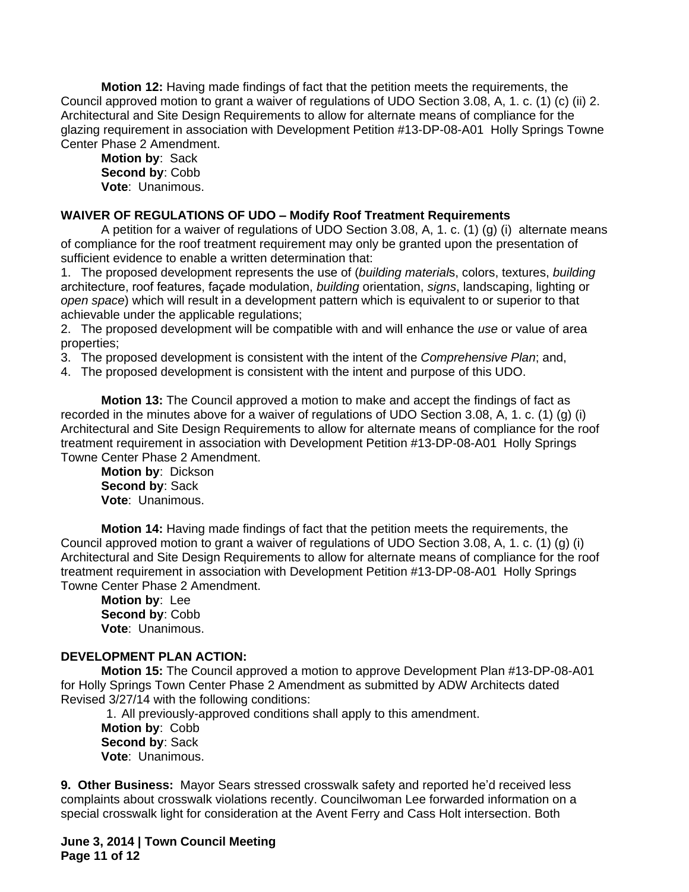**Motion 12:** Having made findings of fact that the petition meets the requirements, the Council approved motion to grant a waiver of regulations of UDO Section 3.08, A, 1. c. (1) (c) (ii) 2. Architectural and Site Design Requirements to allow for alternate means of compliance for the glazing requirement in association with Development Petition #13-DP-08-A01 Holly Springs Towne Center Phase 2 Amendment.

**Motion by**: Sack
**Second by**: Cobb
**Vote**: Unanimous.

**WAIVER OF REGULATIONS OF UDO – Modify Roof Treatment Requirements**

A petition for a waiver of regulations of UDO Section 3.08, A, 1. c. (1) (g) (i) alternate means of compliance for the roof treatment requirement may only be granted upon the presentation of sufficient evidence to enable a written determination that:

1. The proposed development represents the use of (*building material*s, colors, textures, *building* architecture, roof features, façade modulation, *building* orientation, *signs*, landscaping, lighting or *open space*) which will result in a development pattern which is equivalent to or superior to that achievable under the applicable regulations;
2. The proposed development will be compatible with and will enhance the *use* or value of area properties;
3. The proposed development is consistent with the intent of the *Comprehensive Plan*; and,
4. The proposed development is consistent with the intent and purpose of this UDO.

**Motion 13:** The Council approved a motion to make and accept the findings of fact as recorded in the minutes above for a waiver of regulations of UDO Section 3.08, A, 1. c. (1) (g) (i) Architectural and Site Design Requirements to allow for alternate means of compliance for the roof treatment requirement in association with Development Petition #13-DP-08-A01 Holly Springs Towne Center Phase 2 Amendment.

**Motion by**: Dickson
**Second by**: Sack
**Vote**: Unanimous.

**Motion 14:** Having made findings of fact that the petition meets the requirements, the Council approved motion to grant a waiver of regulations of UDO Section 3.08, A, 1. c. (1) (g) (i) Architectural and Site Design Requirements to allow for alternate means of compliance for the roof treatment requirement in association with Development Petition #13-DP-08-A01 Holly Springs Towne Center Phase 2 Amendment.

**Motion by**: Lee
**Second by**: Cobb
**Vote**: Unanimous.

**DEVELOPMENT PLAN ACTION:**

**Motion 15:** The Council approved a motion to approve Development Plan #13-DP-08-A01 for Holly Springs Town Center Phase 2 Amendment as submitted by ADW Architects dated Revised 3/27/14 with the following conditions:

1. All previously-approved conditions shall apply to this amendment.

**Motion by**: Cobb
**Second by**: Sack
**Vote**: Unanimous.

**9. Other Business:** Mayor Sears stressed crosswalk safety and reported he'd received less complaints about crosswalk violations recently. Councilwoman Lee forwarded information on a special crosswalk light for consideration at the Avent Ferry and Cass Holt intersection. Both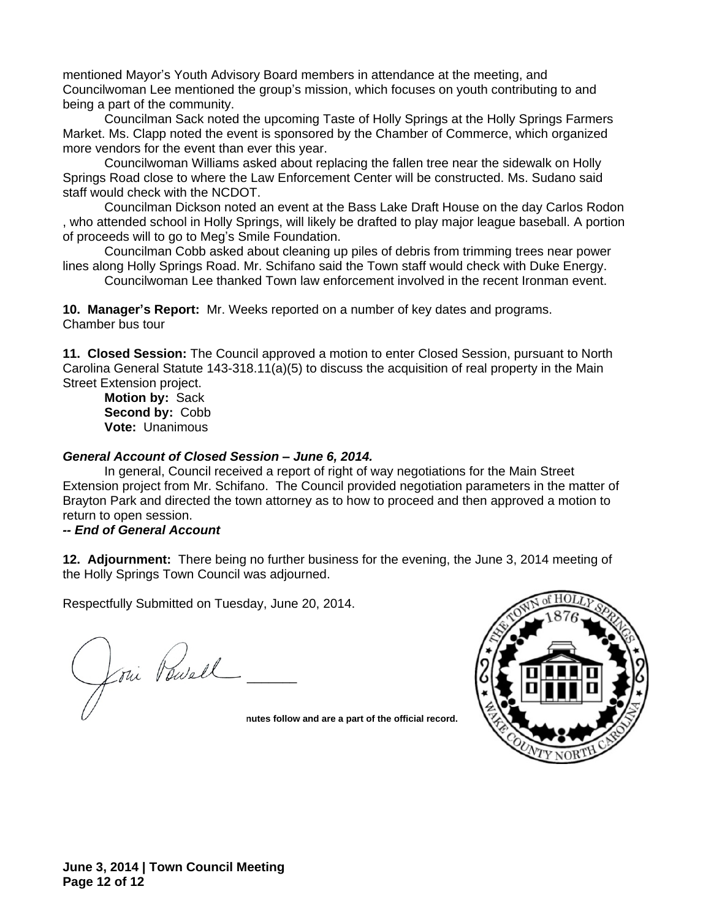mentioned Mayor's Youth Advisory Board members in attendance at the meeting, and Councilwoman Lee mentioned the group's mission, which focuses on youth contributing to and being a part of the community.

Councilman Sack noted the upcoming Taste of Holly Springs at the Holly Springs Farmers Market. Ms. Clapp noted the event is sponsored by the Chamber of Commerce, which organized more vendors for the event than ever this year.

Councilwoman Williams asked about replacing the fallen tree near the sidewalk on Holly Springs Road close to where the Law Enforcement Center will be constructed. Ms. Sudano said staff would check with the NCDOT.

Councilman Dickson noted an event at the Bass Lake Draft House on the day Carlos Rodon , who attended school in Holly Springs, will likely be drafted to play major league baseball. A portion of proceeds will to go to Meg's Smile Foundation.

Councilman Cobb asked about cleaning up piles of debris from trimming trees near power lines along Holly Springs Road. Mr. Schifano said the Town staff would check with Duke Energy.

Councilwoman Lee thanked Town law enforcement involved in the recent Ironman event.

**10. Manager's Report:** Mr. Weeks reported on a number of key dates and programs.
Chamber bus tour

**11. Closed Session:** The Council approved a motion to enter Closed Session, pursuant to North Carolina General Statute 143-318.11(a)(5) to discuss the acquisition of real property in the Main Street Extension project.

**Motion by:** Sack
**Second by:** Cobb
**Vote:** Unanimous

***General Account of Closed Session – June 6, 2014.***

In general, Council received a report of right of way negotiations for the Main Street Extension project from Mr. Schifano. The Council provided negotiation parameters in the matter of Brayton Park and directed the town attorney as to how to proceed and then approved a motion to return to open session.

***-- End of General Account***

**12. Adjournment:** There being no further business for the evening, the June 3, 2014 meeting of the Holly Springs Town Council was adjourned.

Respectfully Submitted on Tuesday, June 20, 2014.

Joni Powell ______

**nutes follow and are a part of the official record.**